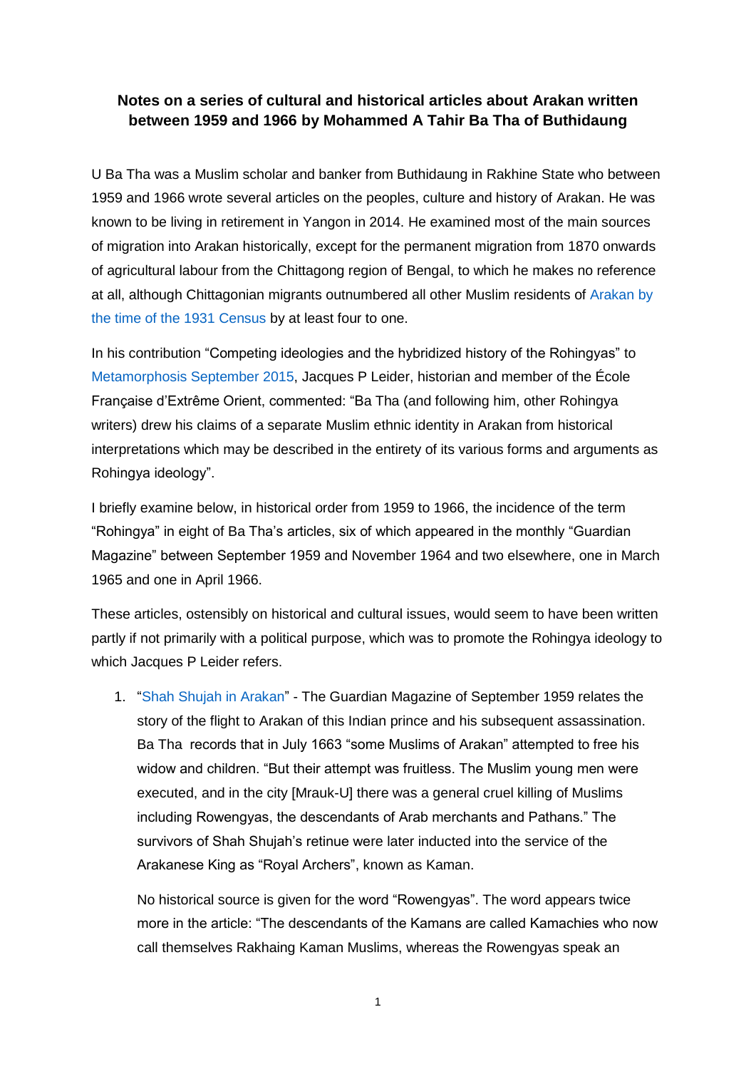**Notes on a series of cultural and historical articles about Arakan written between 1959 and 1966 by Mohammed A Tahir Ba Tha of Buthidaung**

U Ba Tha was a Muslim scholar and banker from Buthidaung in Rakhine State who between 1959 and 1966 wrote several articles on the peoples, culture and history of Arakan. He was known to be living in retirement in Yangon in 2014. He examined most of the main sources of migration into Arakan historically, except for the permanent migration from 1870 onwards of agricultural labour from the Chittagong region of Bengal, to which he makes no reference at all, although Chittagonian migrants outnumbered all other Muslim residents of Arakan by the time of the 1931 Census by at least four to one.

In his contribution "Competing ideologies and the hybridized history of the Rohingyas" to Metamorphosis September 2015, Jacques P Leider, historian and member of the École Française d'Extrême Orient, commented: "Ba Tha (and following him, other Rohingya writers) drew his claims of a separate Muslim ethnic identity in Arakan from historical interpretations which may be described in the entirety of its various forms and arguments as Rohingya ideology".

I briefly examine below, in historical order from 1959 to 1966, the incidence of the term "Rohingya" in eight of Ba Tha's articles, six of which appeared in the monthly "Guardian Magazine" between September 1959 and November 1964 and two elsewhere, one in March 1965 and one in April 1966.

These articles, ostensibly on historical and cultural issues, would seem to have been written partly if not primarily with a political purpose, which was to promote the Rohingya ideology to which Jacques P Leider refers.

1. "Shah Shujah in Arakan" - The Guardian Magazine of September 1959 relates the story of the flight to Arakan of this Indian prince and his subsequent assassination. Ba Tha records that in July 1663 "some Muslims of Arakan" attempted to free his widow and children. "But their attempt was fruitless. The Muslim young men were executed, and in the city [Mrauk-U] there was a general cruel killing of Muslims including Rowengyas, the descendants of Arab merchants and Pathans." The survivors of Shah Shujah's retinue were later inducted into the service of the Arakanese King as "Royal Archers", known as Kaman.

   No historical source is given for the word "Rowengyas". The word appears twice more in the article: "The descendants of the Kamans are called Kamachies who now call themselves Rakhaing Kaman Muslims, whereas the Rowengyas speak an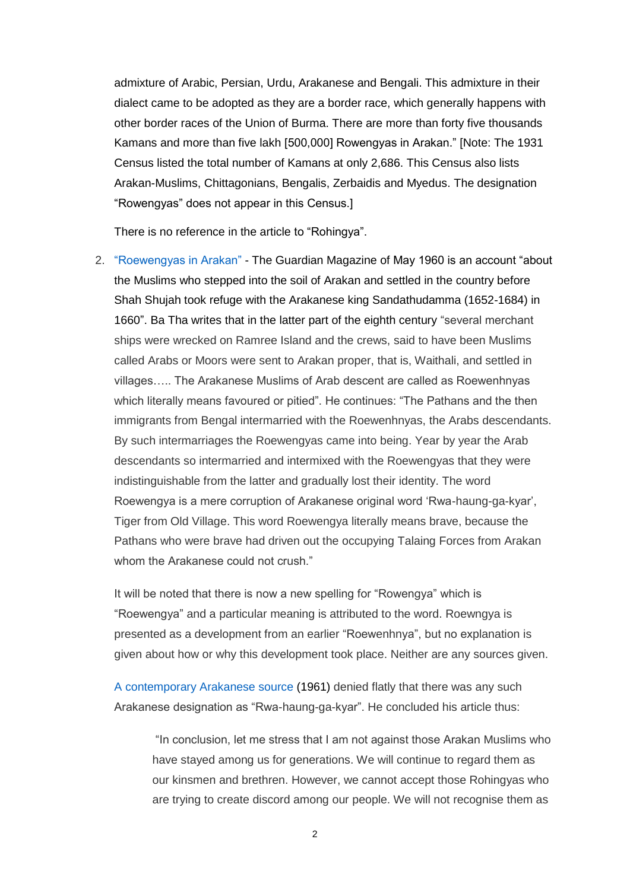admixture of Arabic, Persian, Urdu, Arakanese and Bengali. This admixture in their dialect came to be adopted as they are a border race, which generally happens with other border races of the Union of Burma. There are more than forty five thousands Kamans and more than five lakh [500,000] Rowengyas in Arakan." [Note: The 1931 Census listed the total number of Kamans at only 2,686. This Census also lists Arakan-Muslims, Chittagonians, Bengalis, Zerbaidis and Myedus. The designation "Rowengyas" does not appear in this Census.]

There is no reference in the article to "Rohingya".

2. "Roewengyas in Arakan" - The Guardian Magazine of May 1960 is an account "about the Muslims who stepped into the soil of Arakan and settled in the country before Shah Shujah took refuge with the Arakanese king Sandathudamma (1652-1684) in 1660". Ba Tha writes that in the latter part of the eighth century "several merchant ships were wrecked on Ramree Island and the crews, said to have been Muslims called Arabs or Moors were sent to Arakan proper, that is, Waithali, and settled in villages….. The Arakanese Muslims of Arab descent are called as Roewenhnyas which literally means favoured or pitied". He continues: "The Pathans and the then immigrants from Bengal intermarried with the Roewenhnyas, the Arabs descendants. By such intermarriages the Roewengyas came into being. Year by year the Arab descendants so intermarried and intermixed with the Roewengyas that they were indistinguishable from the latter and gradually lost their identity. The word Roewengya is a mere corruption of Arakanese original word 'Rwa-haung-ga-kyar', Tiger from Old Village. This word Roewengya literally means brave, because the Pathans who were brave had driven out the occupying Talaing Forces from Arakan whom the Arakanese could not crush."

   It will be noted that there is now a new spelling for "Rowengya" which is "Roewengya" and a particular meaning is attributed to the word. Roewngya is presented as a development from an earlier "Roewenhnya", but no explanation is given about how or why this development took place. Neither are any sources given.

   A contemporary Arakanese source (1961) denied flatly that there was any such Arakanese designation as "Rwa-haung-ga-kyar". He concluded his article thus:

   > "In conclusion, let me stress that I am not against those Arakan Muslims who have stayed among us for generations. We will continue to regard them as our kinsmen and brethren. However, we cannot accept those Rohingyas who are trying to create discord among our people. We will not recognise them as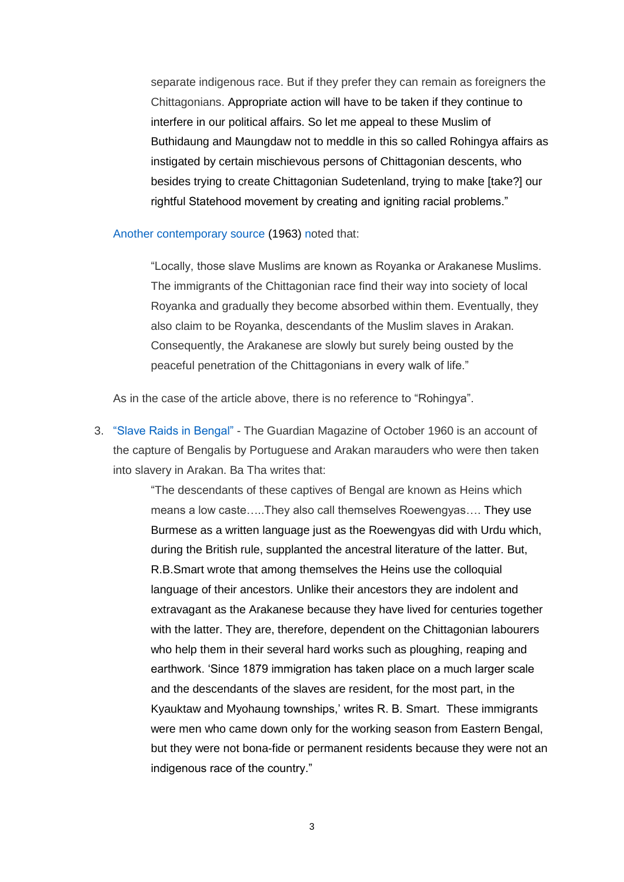> separate indigenous race. But if they prefer they can remain as foreigners the Chittagonians. Appropriate action will have to be taken if they continue to interfere in our political affairs. So let me appeal to these Muslim of Buthidaung and Maungdaw not to meddle in this so called Rohingya affairs as instigated by certain mischievous persons of Chittagonian descents, who besides trying to create Chittagonian Sudetenland, trying to make [take?] our rightful Statehood movement by creating and igniting racial problems."

Another contemporary source (1963) noted that:

> "Locally, those slave Muslims are known as Royanka or Arakanese Muslims. The immigrants of the Chittagonian race find their way into society of local Royanka and gradually they become absorbed within them. Eventually, they also claim to be Royanka, descendants of the Muslim slaves in Arakan. Consequently, the Arakanese are slowly but surely being ousted by the peaceful penetration of the Chittagonians in every walk of life."

As in the case of the article above, there is no reference to "Rohingya".

3. "Slave Raids in Bengal" - The Guardian Magazine of October 1960 is an account of the capture of Bengalis by Portuguese and Arakan marauders who then taken into slavery in Arakan. Ba Tha writes that:

   > "The descendants of these captives of Bengal are known as Heins which means a low caste…..They also call themselves Roewengyas…. They use Burmese as a written language just as the Roewengyas did with Urdu which, during the British rule, supplanted the ancestral literature of the latter. But, R.B.Smart wrote that among themselves the Heins use the colloquial language of their ancestors. Unlike their ancestors they are indolent and extravagant as the Arakanese because they have lived for centuries together with the latter. They are, therefore, dependent on the Chittagonian labourers who help them in their several hard works such as ploughing, reaping and earthwork. 'Since 1879 immigration has taken place on a much larger scale and the descendants of the slaves are resident, for the most part, in the Kyauktaw and Myohaung townships,' writes R. B. Smart. These immigrants were men who came down only for the working season from Eastern Bengal, but they were not bona-fide or permanent residents because they were not an indigenous race of the country."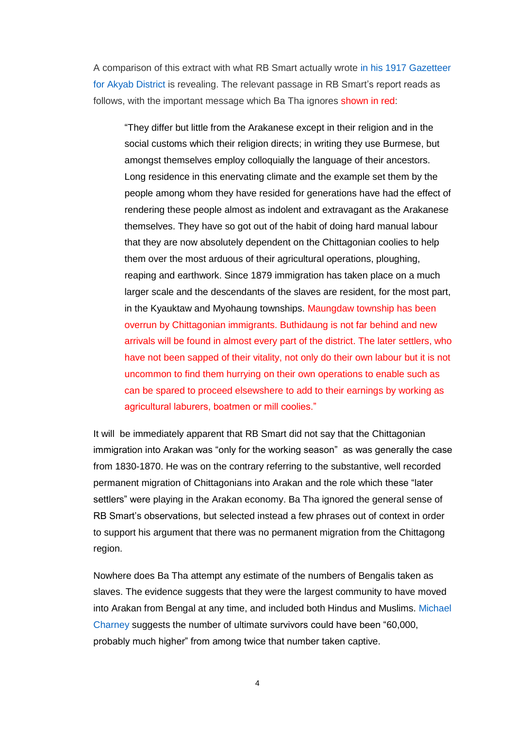A comparison of this extract with what RB Smart actually wrote in his 1917 Gazetteer for Akyab District is revealing. The relevant passage in RB Smart's report reads as follows, with the important message which Ba Tha ignores shown in red:

> "They differ but little from the Arakanese except in their religion and in the social customs which their religion directs; in writing they use Burmese, but amongst themselves employ colloquially the language of their ancestors. Long residence in this enervating climate and the example set them by the people among whom they have resided for generations have had the effect of rendering these people almost as indolent and extravagant as the Arakanese themselves. They have so got out of the habit of doing hard manual labour that they are now absolutely dependent on the Chittagonian coolies to help them over the most arduous of their agricultural operations, ploughing, reaping and earthwork. Since 1879 immigration has taken place on a much larger scale and the descendants of the slaves are resident, for the most part, in the Kyauktaw and Myohaung townships. Maungdaw township has been overrun by Chittagonian immigrants. Buthidaung is not far behind and new arrivals will be found in almost every part of the district. The later settlers, who have not been sapped of their vitality, not only do their own labour but it is not uncommon to find them hurrying on their own operations to enable such as can be spared to proceed elseswhere to add to their earnings by working as agricultural laburers, boatmen or mill coolies."

It will be immediately apparent that RB Smart did not say that the Chittagonian immigration into Arakan was "only for the working season" as was generally the case from 1830-1870. He was on the contrary referring to the substantive, well recorded permanent migration of Chittagonians into Arakan and the role which these "later settlers" were playing in the Arakan economy. Ba Tha ignored the general sense of RB Smart's observations, but selected instead a few phrases out of context in order to support his argument that there was no permanent migration from the Chittagong region.

Nowhere does Ba Tha attempt any estimate of the numbers of Bengalis taken as slaves. The evidence suggests that they were the largest community to have moved into Arakan from Bengal at any time, and included both Hindus and Muslims. Michael Charney suggests the number of ultimate survivors could have been "60,000, probably much higher" from among twice that number taken captive.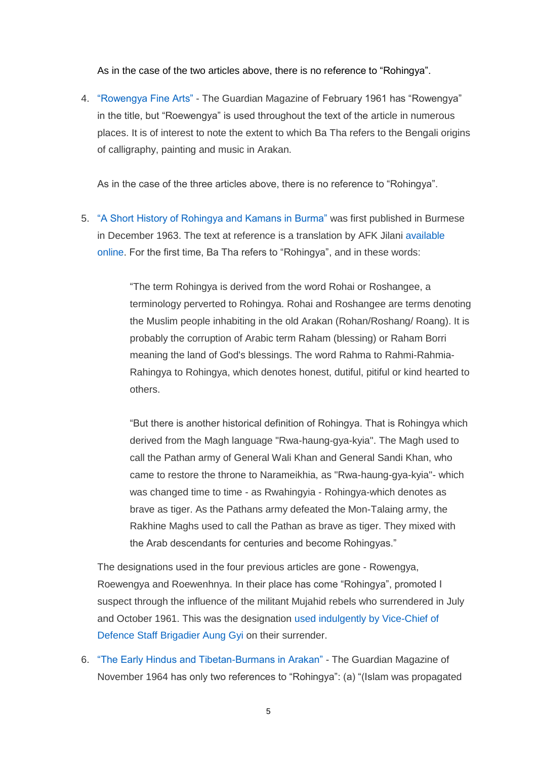As in the case of the two articles above, there is no reference to “Rohingya”.

4. “Rowengya Fine Arts” - The Guardian Magazine of February 1961 has “Rowengya” in the title, but “Roewengya” is used throughout the text of the article in numerous places. It is of interest to note the extent to which Ba Tha refers to the Bengali origins of calligraphy, painting and music in Arakan.

   As in the case of the three articles above, there is no reference to “Rohingya”.

5. “A Short History of Rohingya and Kamans in Burma” was first published in Burmese in December 1963. The text at reference is a translation by AFK Jilani available online. For the first time, Ba Tha refers to “Rohingya”, and in these words:

   > “The term Rohingya is derived from the word Rohai or Roshangee, a terminology perverted to Rohingya. Rohai and Roshangee are terms denoting the Muslim people inhabiting in the old Arakan (Rohan/Roshang/ Roang). It is probably the corruption of Arabic term Raham (blessing) or Raham Borri meaning the land of God's blessings. The word Rahma to Rahmi-Rahmia-Rahingya to Rohingya, which denotes honest, dutiful, pitiful or kind hearted to others.
   >
   > “But there is another historical definition of Rohingya. That is Rohingya which derived from the Magh language "Rwa-haung-gya-kyia". The Magh used to call the Pathan army of General Wali Khan and General Sandi Khan, who came to restore the throne to Narameikhia, as "Rwa-haung-gya-kyia"- which was changed time to time - as Rwahingyia - Rohingya-which denotes as brave as tiger. As the Pathans army defeated the Mon-Talaing army, the Rakhine Maghs used to call the Pathan as brave as tiger. They mixed with the Arab descendants for centuries and become Rohingyas.”

   The designations used in the four previous articles are gone - Rowengya, Roewengya and Roewenhnya. In their place has come “Rohingya”, promoted I suspect through the influence of the militant Mujahid rebels who surrendered in July and October 1961. This was the designation used indulgently by Vice-Chief of Defence Staff Brigadier Aung Gyi on their surrender.

6. “The Early Hindus and Tibetan-Burmans in Arakan” - The Guardian Magazine of November 1964 has only two references to “Rohingya”: (a) “(Islam was propagated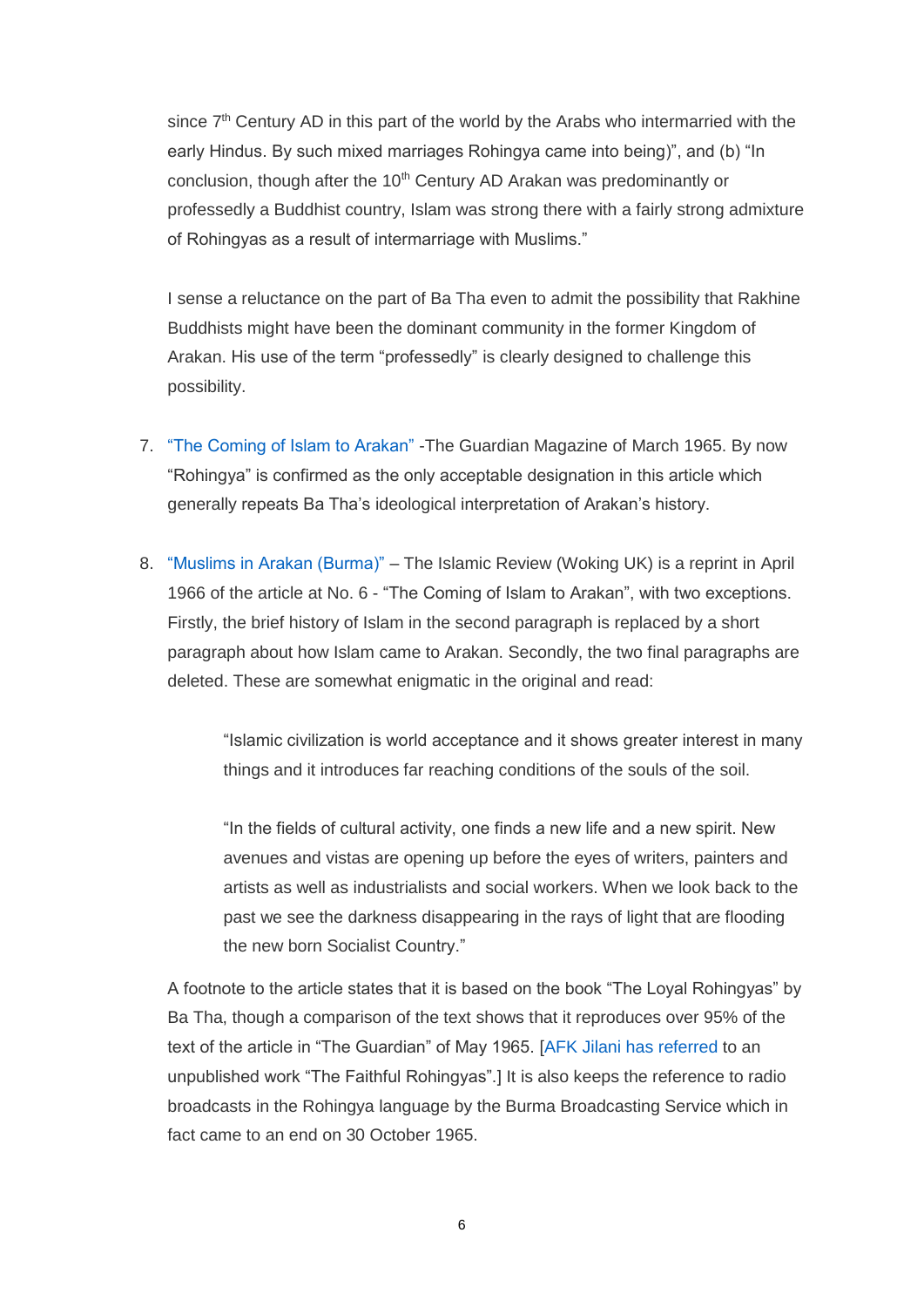since 7th Century AD in this part of the world by the Arabs who intermarried with the early Hindus. By such mixed marriages Rohingya came into being)", and (b) "In conclusion, though after the 10th Century AD Arakan was predominantly or professedly a Buddhist country, Islam was strong there with a fairly strong admixture of Rohingyas as a result of intermarriage with Muslims."

I sense a reluctance on the part of Ba Tha even to admit the possibility that Rakhine Buddhists might have been the dominant community in the former Kingdom of Arakan. His use of the term "professedly" is clearly designed to challenge this possibility.

7. "The Coming of Islam to Arakan" -The Guardian Magazine of March 1965. By now "Rohingya" is confirmed as the only acceptable designation in this article which generally repeats Ba Tha's ideological interpretation of Arakan's history.

8. "Muslims in Arakan (Burma)" – The Islamic Review (Woking UK) is a reprint in April 1966 of the article at No. 6 - "The Coming of Islam to Arakan", with two exceptions. Firstly, the brief history of Islam in the second paragraph is replaced by a short paragraph about how Islam came to Arakan. Secondly, the two final paragraphs are deleted. These are somewhat enigmatic in the original and read:

   > "Islamic civilization is world acceptance and it shows greater interest in many things and it introduces far reaching conditions of the souls of the soil.
   >
   > "In the fields of cultural activity, one finds a new life and a new spirit. New avenues and vistas are opening up before the eyes of writers, painters and artists as well as industrialists and social workers. When we look back to the past we see the darkness disappearing in the rays of light that are flooding the new born Socialist Country."

   A footnote to the article states that it is based on the book "The Loyal Rohingyas" by Ba Tha, though a comparison of the text shows that it reproduces over 95% of the text of the article in "The Guardian" of May 1965. [AFK Jilani has referred to an unpublished work "The Faithful Rohingyas".] It is also keeps the reference to radio broadcasts in the Rohingya language by the Burma Broadcasting Service which in fact came to an end on 30 October 1965.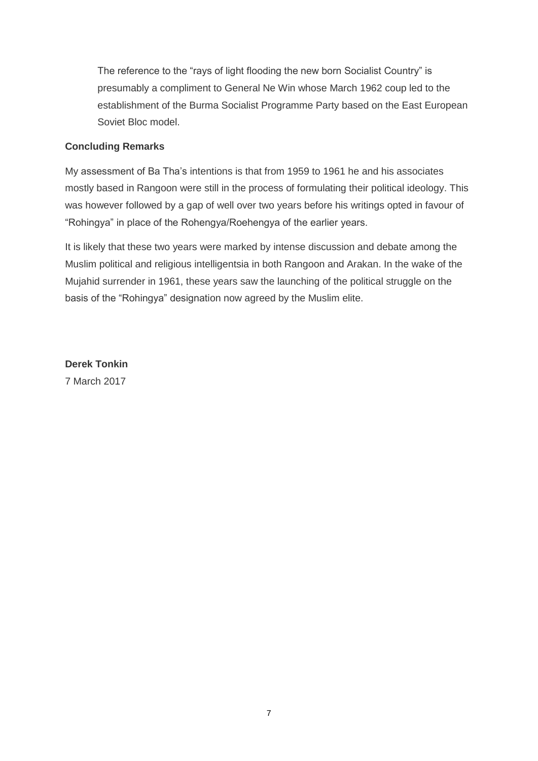The reference to the "rays of light flooding the new born Socialist Country" is presumably a compliment to General Ne Win whose March 1962 coup led to the establishment of the Burma Socialist Programme Party based on the East European Soviet Bloc model.

**Concluding Remarks**

My assessment of Ba Tha's intentions is that from 1959 to 1961 he and his associates mostly based in Rangoon were still in the process of formulating their political ideology. This was however followed by a gap of well over two years before his writings opted in favour of "Rohingya" in place of the Rohengya/Roehengya of the earlier years.

It is likely that these two years were marked by intense discussion and debate among the Muslim political and religious intelligentsia in both Rangoon and Arakan. In the wake of the Mujahid surrender in 1961, these years saw the launching of the political struggle on the basis of the "Rohingya" designation now agreed by the Muslim elite.

**Derek Tonkin**
7 March 2017